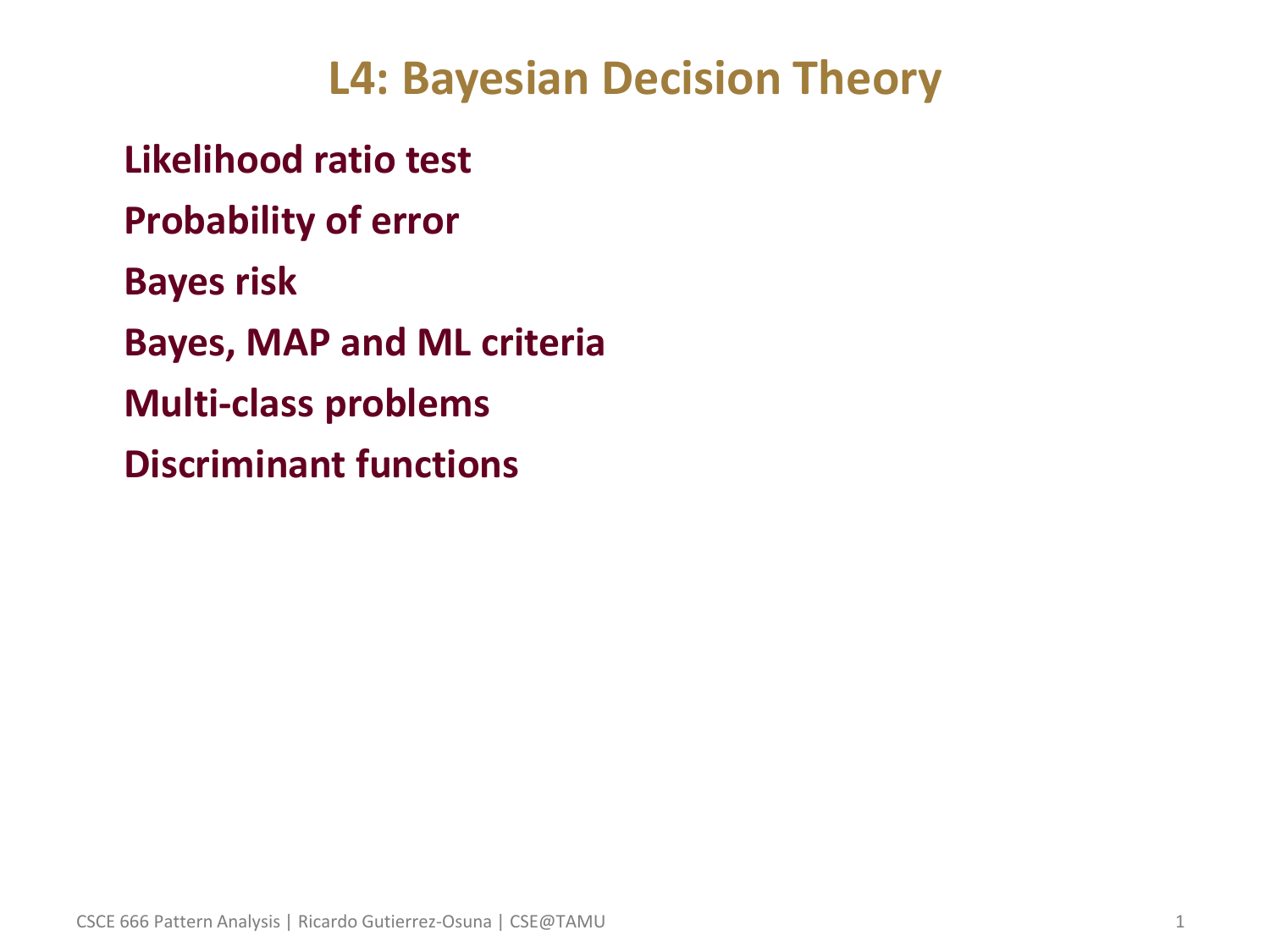# L4: Bayesian Decision Theory

**Likelihood ratio test**

**Probability of error**

**Bayes risk**

**Bayes, MAP and ML criteria**

**Multi-class problems**

**Discriminant functions**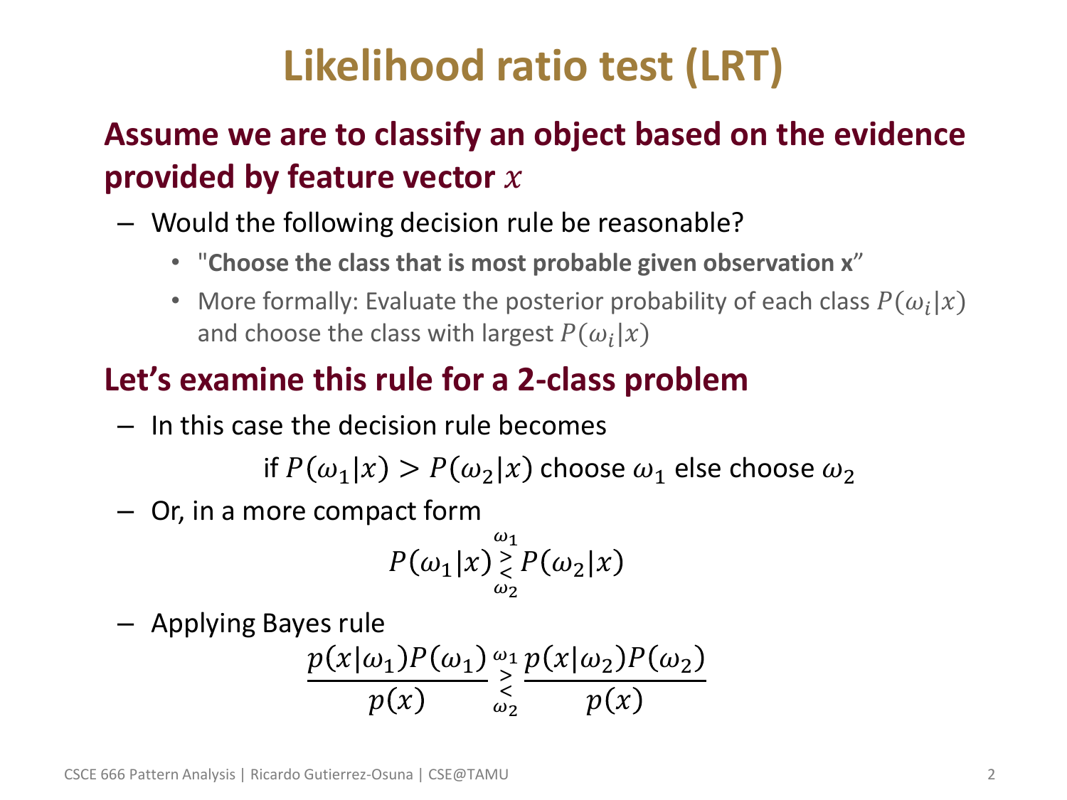# Likelihood ratio test (LRT)

## Assume we are to classify an object based on the evidence provided by feature vector $x$

- Would the following decision rule be reasonable?
  - "**Choose the class that is most probable given observation x**"
  - More formally: Evaluate the posterior probability of each class $P(\omega_i|x)$ and choose the class with largest $P(\omega_i|x)$

## Let's examine this rule for a 2-class problem

- In this case the decision rule becomes

$$\text{if } P(\omega_1|x) > P(\omega_2|x) \text{ choose } \omega_1 \text{ else choose } \omega_2$$

- Or, in a more compact form

$$P(\omega_1|x) \underset{\omega_2}{\overset{\omega_1}{\gtrless}} P(\omega_2|x)$$

- Applying Bayes rule

$$\frac{p(x|\omega_1)P(\omega_1)}{p(x)} \underset{\omega_2}{\overset{\omega_1}{\gtrless}} \frac{p(x|\omega_2)P(\omega_2)}{p(x)}$$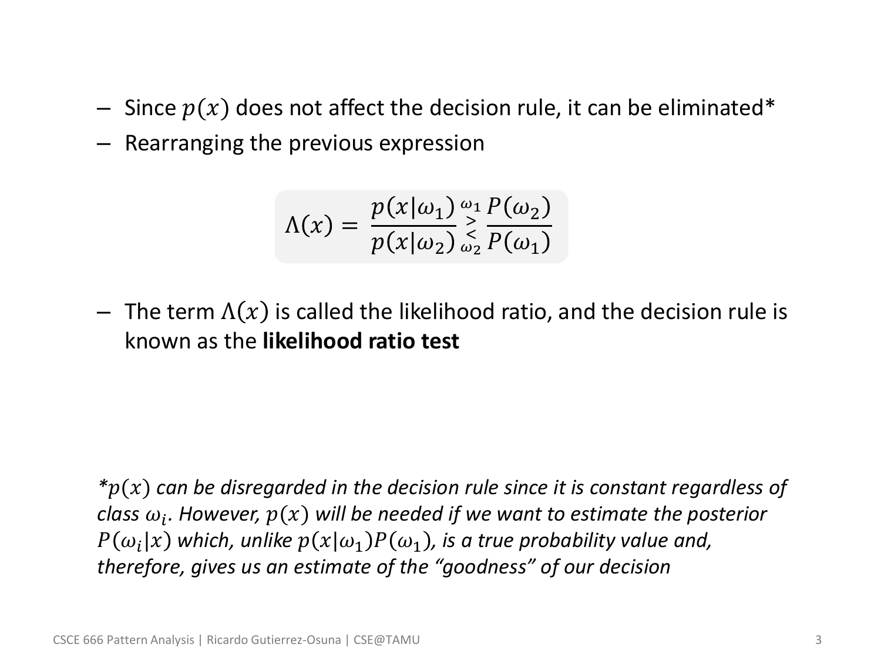- Since $p(x)$ does not affect the decision rule, it can be eliminated*
- Rearranging the previous expression

$$\Lambda(x) = \frac{p(x|\omega_1)}{p(x|\omega_2)} \underset{\omega_2}{\overset{\omega_1}{\gtrless}} \frac{P(\omega_2)}{P(\omega_1)}$$

- The term $\Lambda(x)$ is called the likelihood ratio, and the decision rule is known as the **likelihood ratio test**

**$p(x)$ can be disregarded in the decision rule since it is constant regardless of class $\omega_i$. However, $p(x)$ will be needed if we want to estimate the posterior $P(\omega_i|x)$ which, unlike $p(x|\omega_1)P(\omega_1)$, is a true probability value and, therefore, gives us an estimate of the "goodness" of our decision*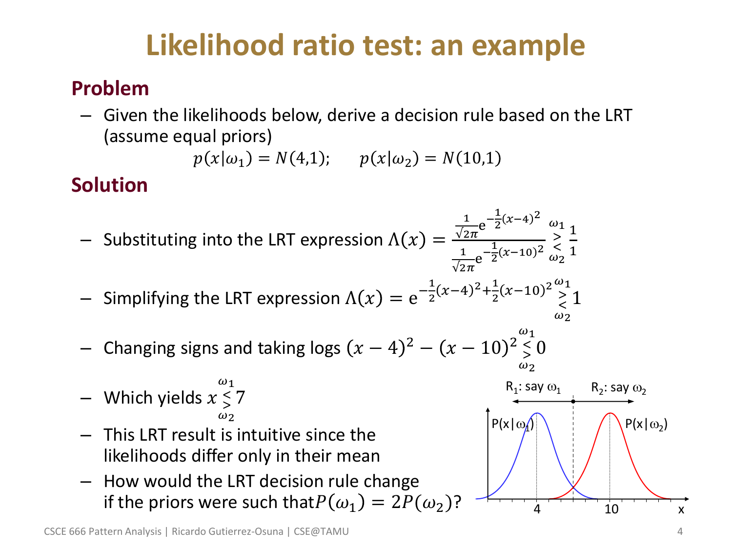# Likelihood ratio test: an example

## Problem

- Given the likelihoods below, derive a decision rule based on the LRT (assume equal priors)

$$p(x|\omega_1) = N(4,1); \qquad p(x|\omega_2) = N(10,1)$$

## Solution

- Substituting into the LRT expression $\Lambda(x) = \dfrac{\frac{1}{\sqrt{2\pi}} e^{-\frac{1}{2}(x-4)^2}}{\frac{1}{\sqrt{2\pi}} e^{-\frac{1}{2}(x-10)^2}} \underset{\omega_2}{\overset{\omega_1}{\gtrless}} \dfrac{1}{1}$

- Simplifying the LRT expression $\Lambda(x) = e^{-\frac{1}{2}(x-4)^2 + \frac{1}{2}(x-10)^2} \underset{\omega_2}{\overset{\omega_1}{\gtrless}} 1$

- Changing signs and taking logs $(x-4)^2 - (x-10)^2 \underset{\omega_2}{\overset{\omega_1}{\lessgtr}} 0$

- Which yields $x \underset{\omega_2}{\overset{\omega_1}{\lessgtr}} 7$

- This LRT result is intuitive since the likelihoods differ only in their mean

- How would the LRT decision rule change if the priors were such that $P(\omega_1) = 2P(\omega_2)$?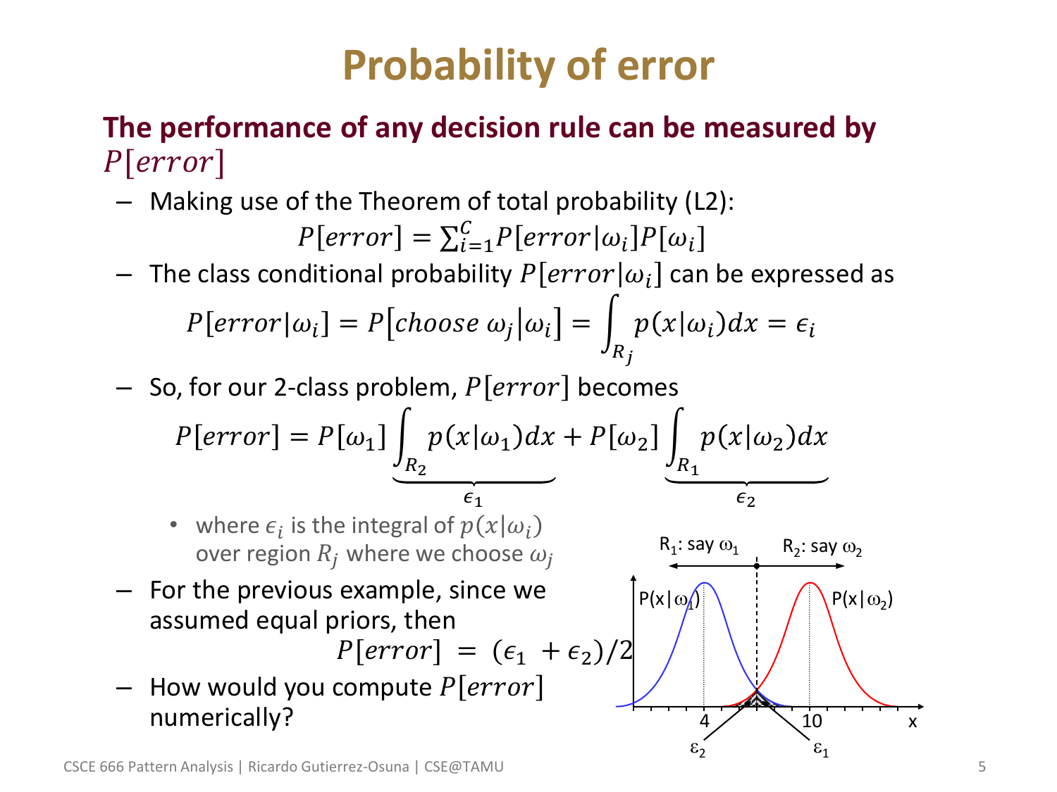# Probability of error

## The performance of any decision rule can be measured by $P[error]$

- Making use of the Theorem of total probability (L2):

$$P[error] = \sum_{i=1}^{C} P[error|\omega_i]P[\omega_i]$$

- The class conditional probability $P[error|\omega_i]$ can be expressed as

$$P[error|\omega_i] = P[choose\ \omega_j|\omega_i] = \int_{R_j} p(x|\omega_i)dx = \epsilon_i$$

- So, for our 2-class problem, $P[error]$ becomes

$$P[error] = P[\omega_1]\underbrace{\int_{R_2} p(x|\omega_1)dx}_{\epsilon_1} + P[\omega_2]\underbrace{\int_{R_1} p(x|\omega_2)dx}_{\epsilon_2}$$

  - where $\epsilon_i$ is the integral of $p(x|\omega_i)$ over region $R_j$ where we choose $\omega_j$

- For the previous example, since we assumed equal priors, then

$$P[error] = (\epsilon_1 + \epsilon_2)/2$$

- How would you compute $P[error]$ numerically?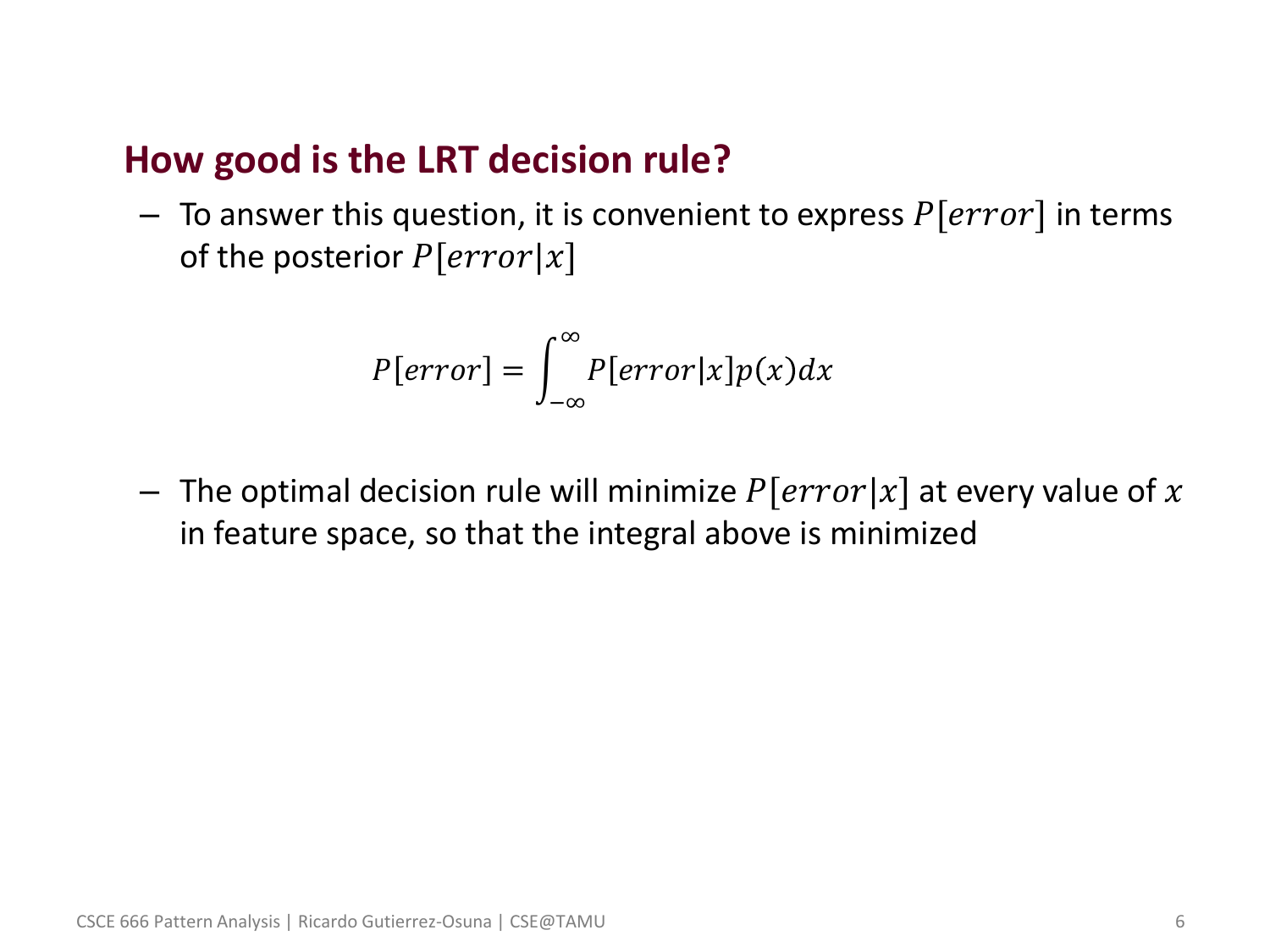## How good is the LRT decision rule?

- To answer this question, it is convenient to express $P[error]$ in terms of the posterior $P[error|x]$

$$P[error] = \int_{-\infty}^{\infty} P[error|x]p(x)dx$$

- The optimal decision rule will minimize $P[error|x]$ at every value of $x$ in feature space, so that the integral above is minimized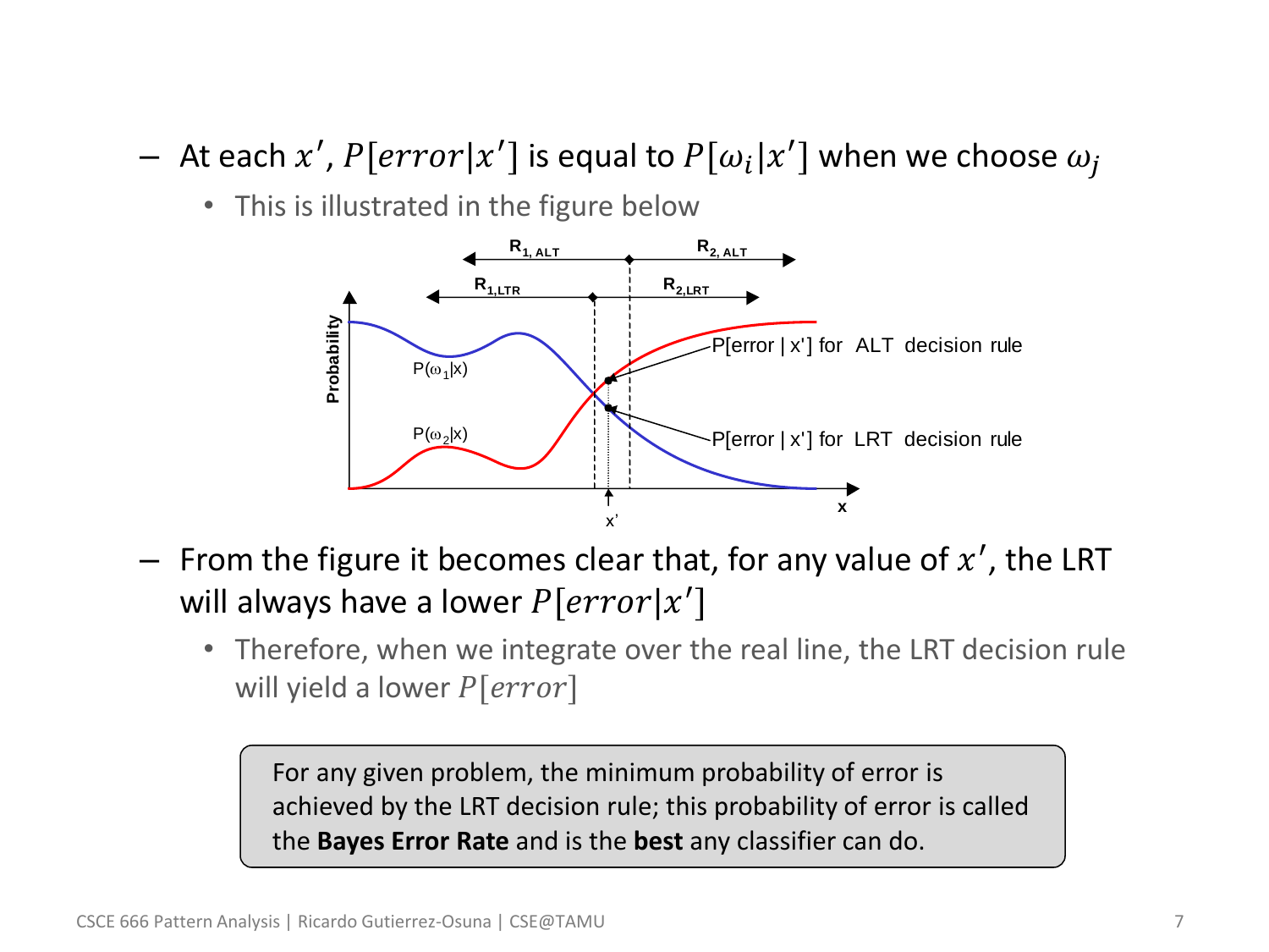- At each $x'$, $P[error|x']$ is equal to $P[\omega_i|x']$ when we choose $\omega_j$
  - This is illustrated in the figure below

- From the figure it becomes clear that, for any value of $x'$, the LRT will always have a lower $P[error|x']$
  - Therefore, when we integrate over the real line, the LRT decision rule will yield a lower $P[error]$

> For any given problem, the minimum probability of error is achieved by the LRT decision rule; this probability of error is called the **Bayes Error Rate** and is the **best** any classifier can do.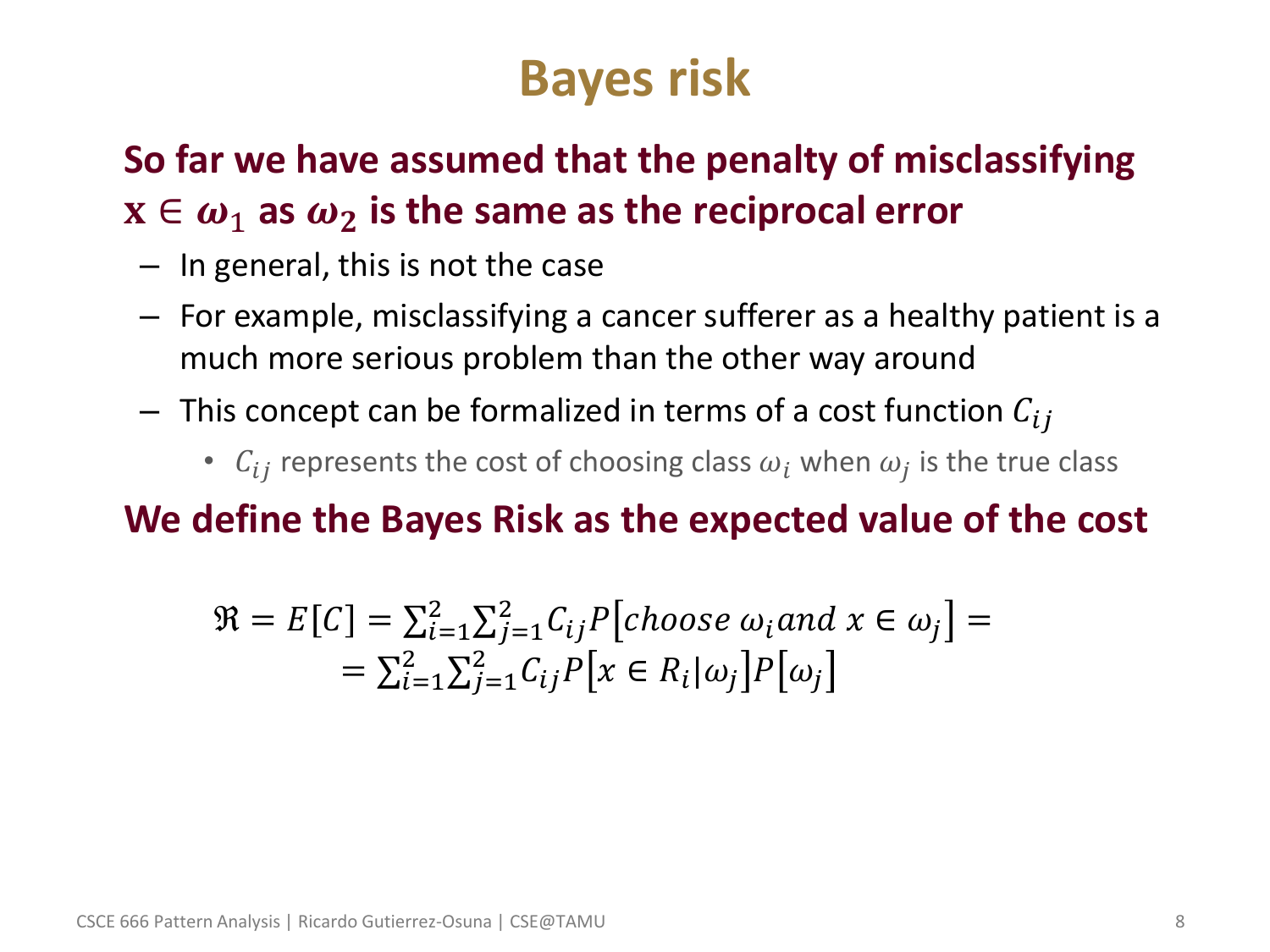# Bayes risk

**So far we have assumed that the penalty of misclassifying $\mathbf{x} \in \omega_1$ as $\omega_2$ is the same as the reciprocal error**

- In general, this is not the case
- For example, misclassifying a cancer sufferer as a healthy patient is a much more serious problem than the other way around
- This concept can be formalized in terms of a cost function $C_{ij}$
  - $C_{ij}$ represents the cost of choosing class $\omega_i$ when $\omega_j$ is the true class

**We define the Bayes Risk as the expected value of the cost**

$$\Re = E[C] = \sum_{i=1}^{2}\sum_{j=1}^{2} C_{ij} P\left[choose\ \omega_i and\ x \in \omega_j\right] =$$
$$= \sum_{i=1}^{2}\sum_{j=1}^{2} C_{ij} P\left[x \in R_i|\omega_j\right] P\left[\omega_j\right]$$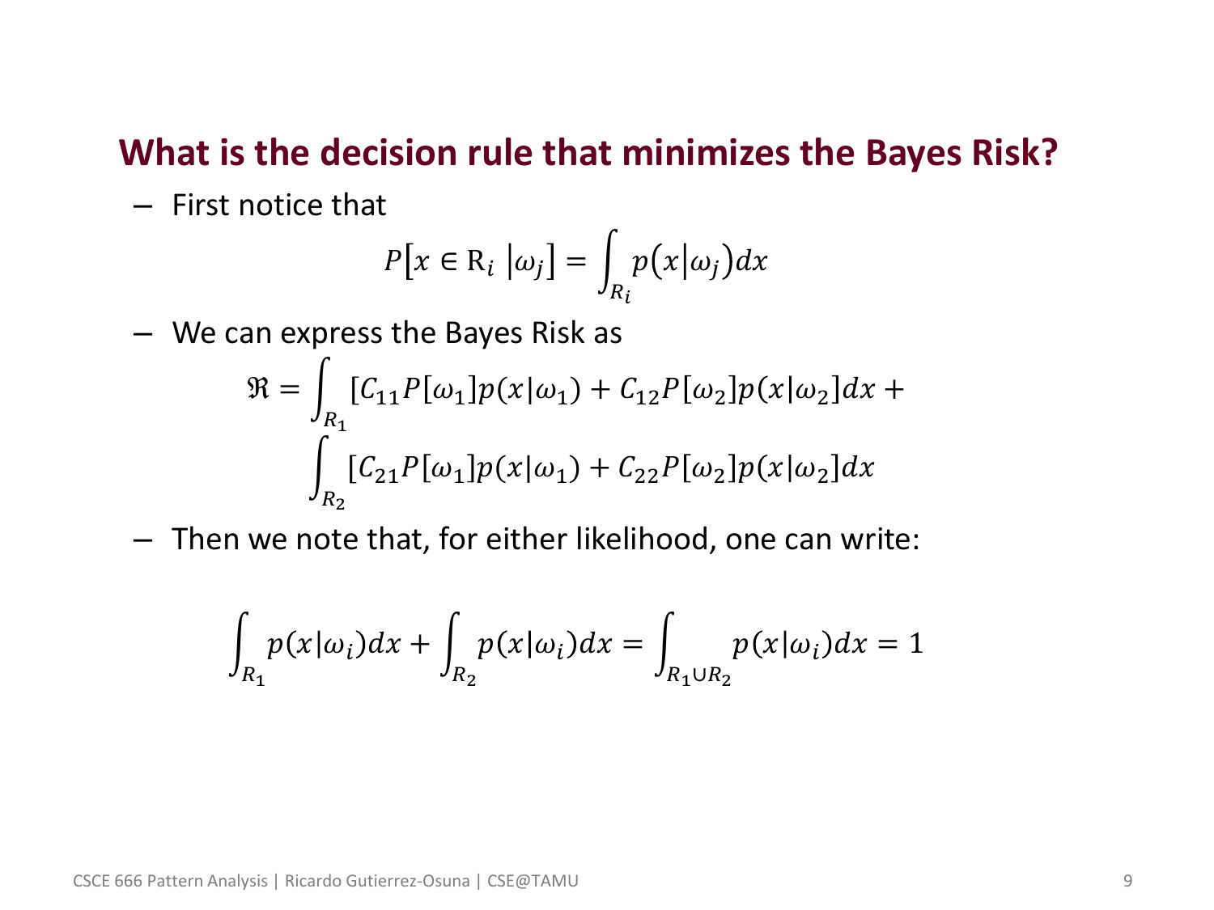## What is the decision rule that minimizes the Bayes Risk?

- First notice that

$$P\left[x \in \mathrm{R}_i \,\middle|\, \omega_j\right] = \int_{R_i} p\left(x \middle| \omega_j\right) dx$$

- We can express the Bayes Risk as

$$\begin{aligned}
\Re = &\int_{R_1} [C_{11} P[\omega_1] p(x|\omega_1) + C_{12} P[\omega_2] p(x|\omega_2] dx + \\
&\int_{R_2} [C_{21} P[\omega_1] p(x|\omega_1) + C_{22} P[\omega_2] p(x|\omega_2] dx
\end{aligned}$$

- Then we note that, for either likelihood, one can write:

$$\int_{R_1} p(x|\omega_i) dx + \int_{R_2} p(x|\omega_i) dx = \int_{R_1 \cup R_2} p(x|\omega_i) dx = 1$$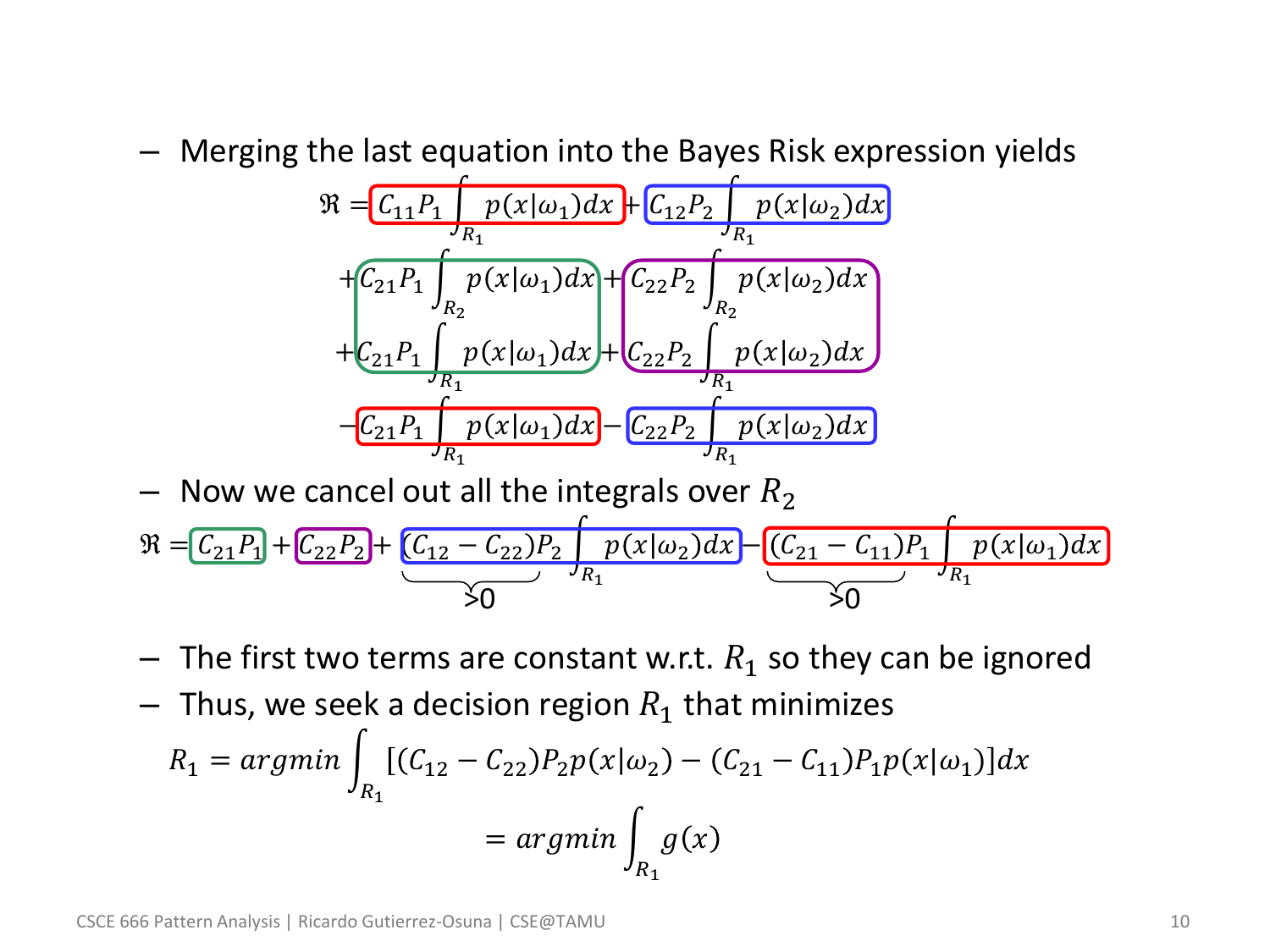- Merging the last equation into the Bayes Risk expression yields

$$
\begin{aligned}
\Re = & \; C_{11}P_1 \int_{R_1} p(x|\omega_1)dx + C_{12}P_2 \int_{R_1} p(x|\omega_2)dx \\
& + C_{21}P_1 \int_{R_2} p(x|\omega_1)dx + C_{22}P_2 \int_{R_2} p(x|\omega_2)dx \\
& + C_{21}P_1 \int_{R_1} p(x|\omega_1)dx + C_{22}P_2 \int_{R_1} p(x|\omega_2)dx \\
& - C_{21}P_1 \int_{R_1} p(x|\omega_1)dx - C_{22}P_2 \int_{R_1} p(x|\omega_2)dx
\end{aligned}
$$

- Now we cancel out all the integrals over $R_2$

$$
\Re = C_{21}P_1 + C_{22}P_2 + \underbrace{(C_{12} - C_{22})}_{>0} P_2 \int_{R_1} p(x|\omega_2)dx - \underbrace{(C_{21} - C_{11})}_{>0} P_1 \int_{R_1} p(x|\omega_1)dx
$$

- The first two terms are constant w.r.t. $R_1$ so they can be ignored
- Thus, we seek a decision region $R_1$ that minimizes

$$
\begin{aligned}
R_1 &= argmin \int_{R_1} [(C_{12} - C_{22})P_2 p(x|\omega_2) - (C_{21} - C_{11})P_1 p(x|\omega_1)]dx \\
&= argmin \int_{R_1} g(x)
\end{aligned}
$$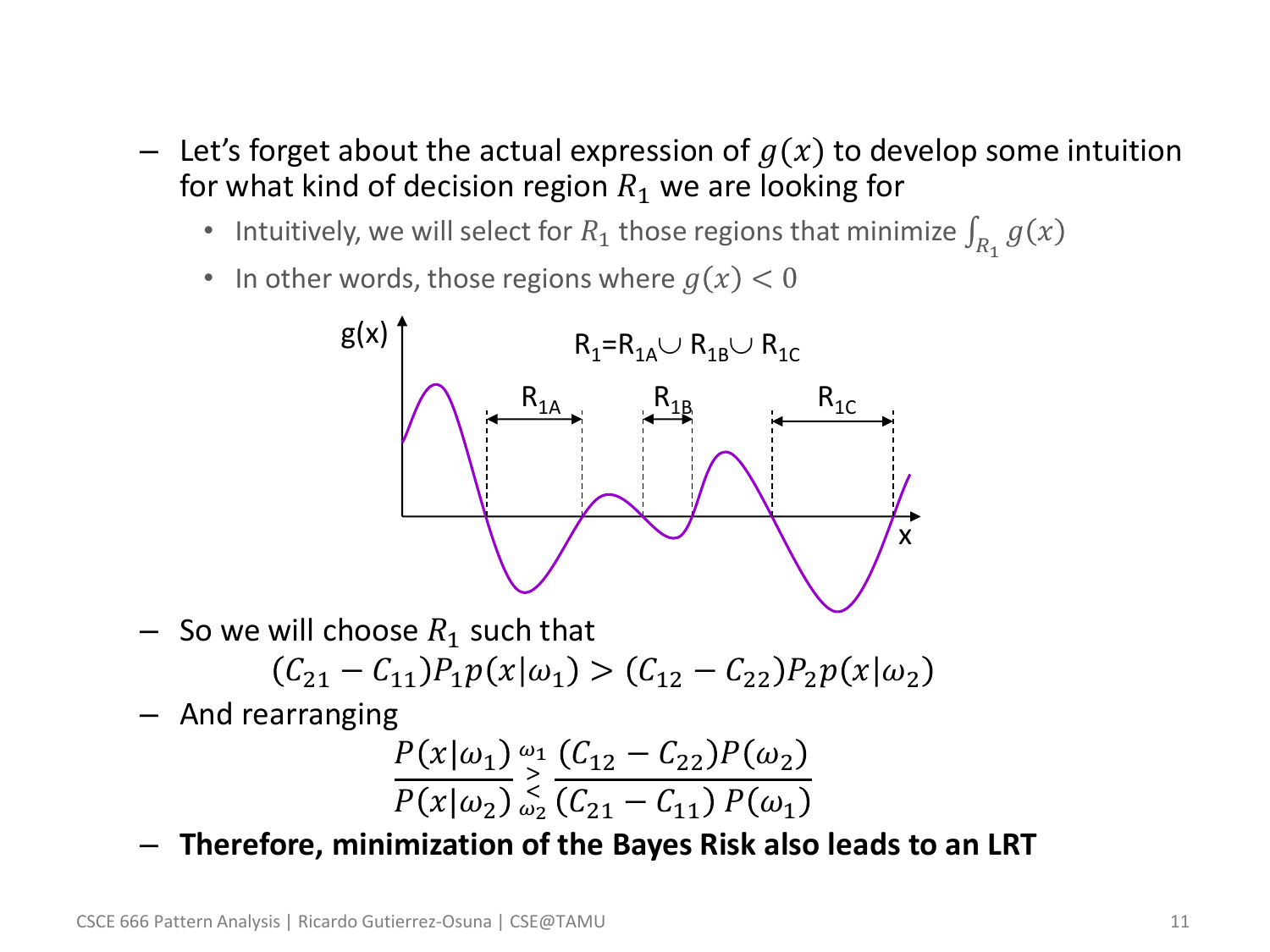- Let's forget about the actual expression of $g(x)$ to develop some intuition for what kind of decision region $R_1$ we are looking for
  - Intuitively, we will select for $R_1$ those regions that minimize $\int_{R_1} g(x)$
  - In other words, those regions where $g(x) < 0$

- So we will choose $R_1$ such that

$$(C_{21} - C_{11})P_1 p(x|\omega_1) > (C_{12} - C_{22})P_2 p(x|\omega_2)$$

- And rearranging

$$\frac{P(x|\omega_1)}{P(x|\omega_2)} \underset{\omega_2}{\overset{\omega_1}{\gtrless}} \frac{(C_{12} - C_{22})P(\omega_2)}{(C_{21} - C_{11})\,P(\omega_1)}$$

- **Therefore, minimization of the Bayes Risk also leads to an LRT**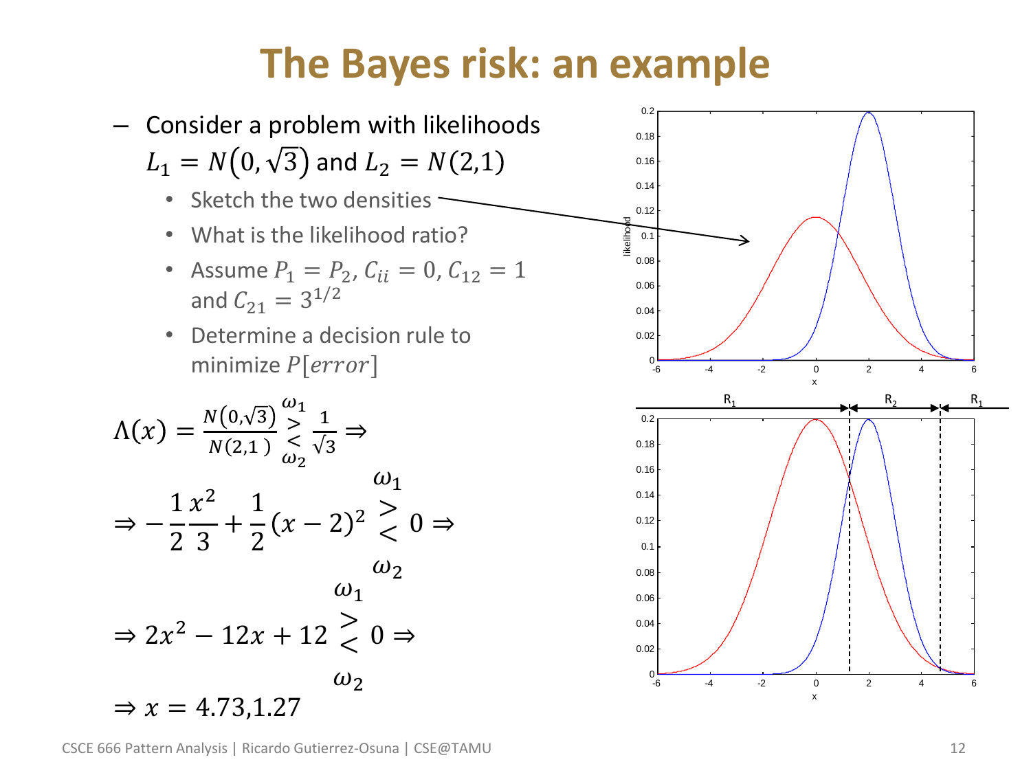# The Bayes risk: an example

- Consider a problem with likelihoods $L_1 = N(0, \sqrt{3})$ and $L_2 = N(2,1)$
  - Sketch the two densities
  - What is the likelihood ratio?
  - Assume $P_1 = P_2$, $C_{ii} = 0$, $C_{12} = 1$ and $C_{21} = 3^{1/2}$
  - Determine a decision rule to minimize $P[error]$

$$\Lambda(x) = \frac{N(0,\sqrt{3})}{N(2,1)} \underset{\omega_2}{\overset{\omega_1}{\gtrless}} \frac{1}{\sqrt{3}} \Rightarrow$$

$$\Rightarrow -\frac{1}{2}\frac{x^2}{3} + \frac{1}{2}(x-2)^2 \underset{\omega_2}{\overset{\omega_1}{\gtrless}} 0 \Rightarrow$$

$$\Rightarrow 2x^2 - 12x + 12 \underset{\omega_2}{\overset{\omega_1}{\gtrless}} 0 \Rightarrow$$

$$\Rightarrow x = 4.73, 1.27$$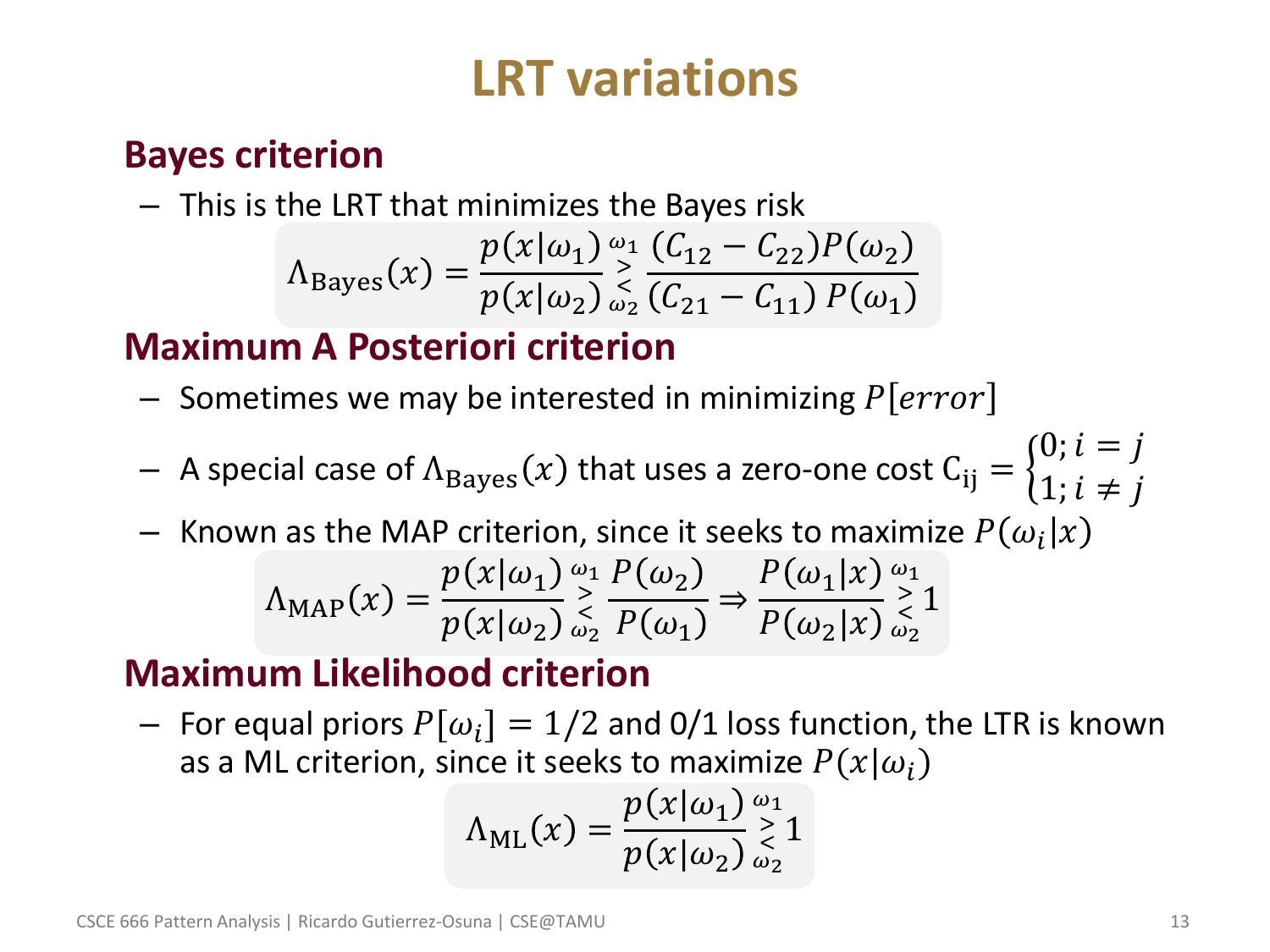# LRT variations

## Bayes criterion

- This is the LRT that minimizes the Bayes risk

$$\Lambda_{\text{Bayes}}(x) = \frac{p(x|\omega_1)}{p(x|\omega_2)} \underset{\omega_2}{\overset{\omega_1}{\gtrless}} \frac{(C_{12} - C_{22})P(\omega_2)}{(C_{21} - C_{11})\, P(\omega_1)}$$

## Maximum A Posteriori criterion

- Sometimes we may be interested in minimizing $P[error]$
- A special case of $\Lambda_{\text{Bayes}}(x)$ that uses a zero-one cost $C_{ij} = \begin{cases} 0; i = j \\ 1; i \neq j \end{cases}$
- Known as the MAP criterion, since it seeks to maximize $P(\omega_i|x)$

$$\Lambda_{\text{MAP}}(x) = \frac{p(x|\omega_1)}{p(x|\omega_2)} \underset{\omega_2}{\overset{\omega_1}{\gtrless}} \frac{P(\omega_2)}{P(\omega_1)} \Rightarrow \frac{P(\omega_1|x)}{P(\omega_2|x)} \underset{\omega_2}{\overset{\omega_1}{\gtrless}} 1$$

## Maximum Likelihood criterion

- For equal priors $P[\omega_i] = 1/2$ and 0/1 loss function, the LTR is known as a ML criterion, since it seeks to maximize $P(x|\omega_i)$

$$\Lambda_{\text{ML}}(x) = \frac{p(x|\omega_1)}{p(x|\omega_2)} \underset{\omega_2}{\overset{\omega_1}{\gtrless}} 1$$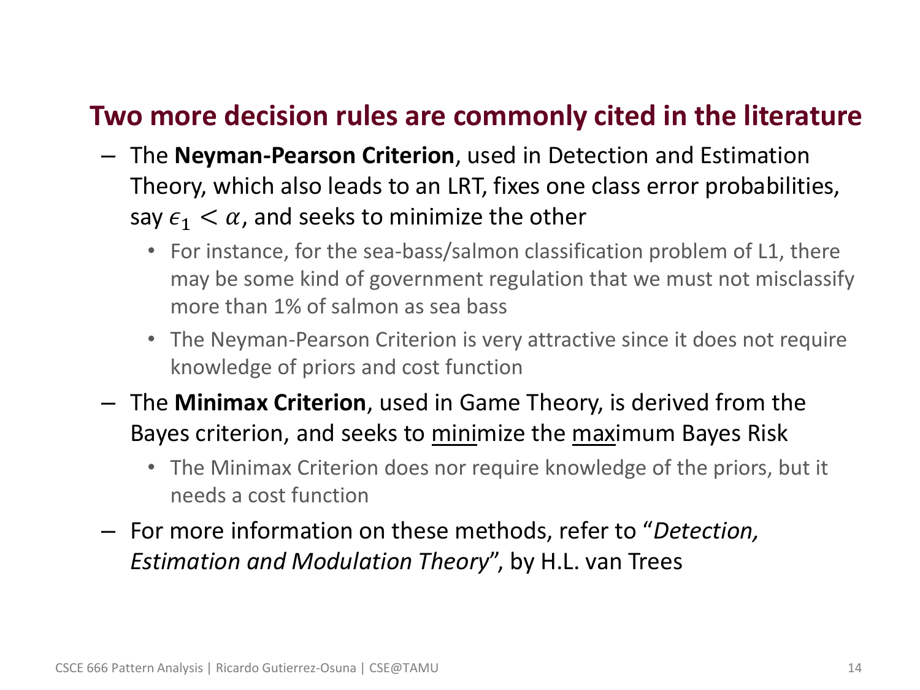## Two more decision rules are commonly cited in the literature

- The **Neyman-Pearson Criterion**, used in Detection and Estimation Theory, which also leads to an LRT, fixes one class error probabilities, say $\epsilon_1 < \alpha$, and seeks to minimize the other
  - For instance, for the sea-bass/salmon classification problem of L1, there may be some kind of government regulation that we must not misclassify more than 1% of salmon as sea bass
  - The Neyman-Pearson Criterion is very attractive since it does not require knowledge of priors and cost function
- The **Minimax Criterion**, used in Game Theory, is derived from the Bayes criterion, and seeks to minimize the maximum Bayes Risk
  - The Minimax Criterion does nor require knowledge of the priors, but it needs a cost function
- For more information on these methods, refer to "*Detection, Estimation and Modulation Theory*", by H.L. van Trees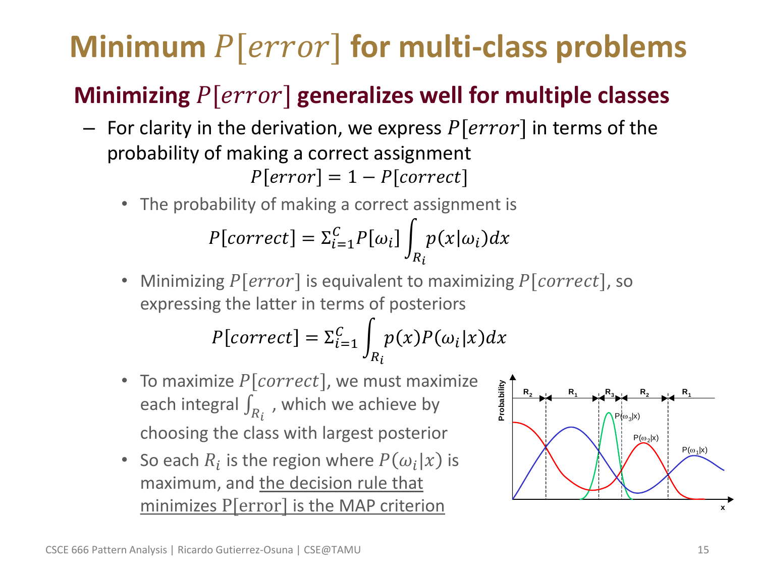# Minimum $P[error]$ for multi-class problems

## Minimizing $P[error]$ generalizes well for multiple classes

- For clarity in the derivation, we express $P[error]$ in terms of the probability of making a correct assignment

$$P[error] = 1 - P[correct]$$

  - The probability of making a correct assignment is

$$P[correct] = \Sigma_{i=1}^{C} P[\omega_i] \int_{R_i} p(x|\omega_i) dx$$

  - Minimizing $P[error]$ is equivalent to maximizing $P[correct]$, so expressing the latter in terms of posteriors

$$P[correct] = \Sigma_{i=1}^{C} \int_{R_i} p(x) P(\omega_i|x) dx$$

  - To maximize $P[correct]$, we must maximize each integral $\int_{R_i}$, which we achieve by choosing the class with largest posterior
  - So each $R_i$ is the region where $P(\omega_i|x)$ is maximum, and the decision rule that minimizes P[error] is the MAP criterion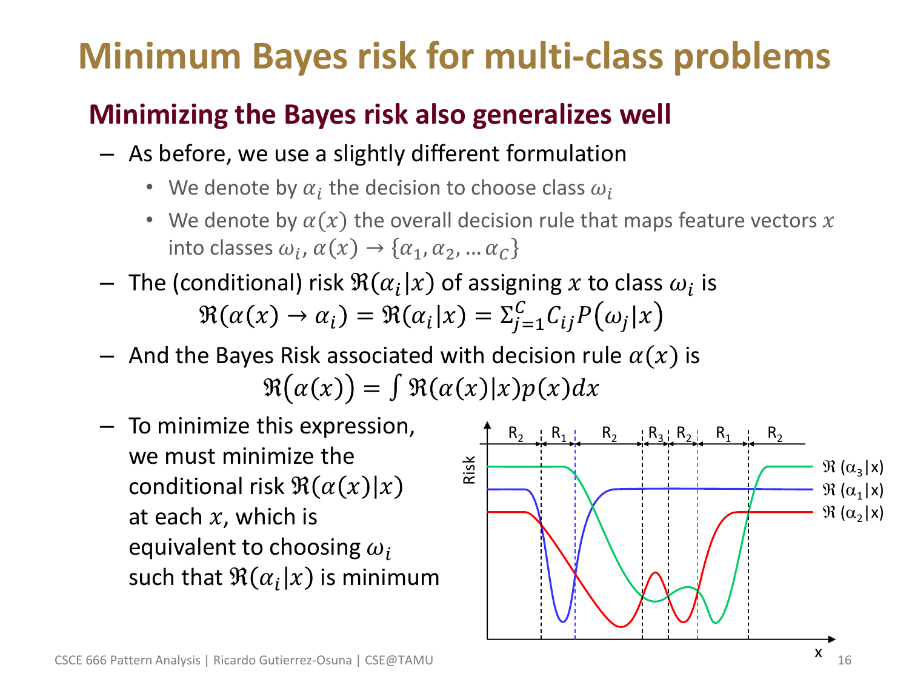# Minimum Bayes risk for multi-class problems

## Minimizing the Bayes risk also generalizes well

- As before, we use a slightly different formulation
  - We denote by $\alpha_i$ the decision to choose class $\omega_i$
  - We denote by $\alpha(x)$ the overall decision rule that maps feature vectors $x$ into classes $\omega_i$, $\alpha(x) \rightarrow \{\alpha_1, \alpha_2, \dots \alpha_C\}$
- The (conditional) risk $\Re(\alpha_i|x)$ of assigning $x$ to class $\omega_i$ is

$$\Re(\alpha(x) \rightarrow \alpha_i) = \Re(\alpha_i|x) = \Sigma_{j=1}^{C} C_{ij} P(\omega_j|x)$$

- And the Bayes Risk associated with decision rule $\alpha(x)$ is

$$\Re(\alpha(x)) = \int \Re(\alpha(x)|x) p(x) dx$$

- To minimize this expression, we must minimize the conditional risk $\Re(\alpha(x)|x)$ at each $x$, which is equivalent to choosing $\omega_i$ such that $\Re(\alpha_i|x)$ is minimum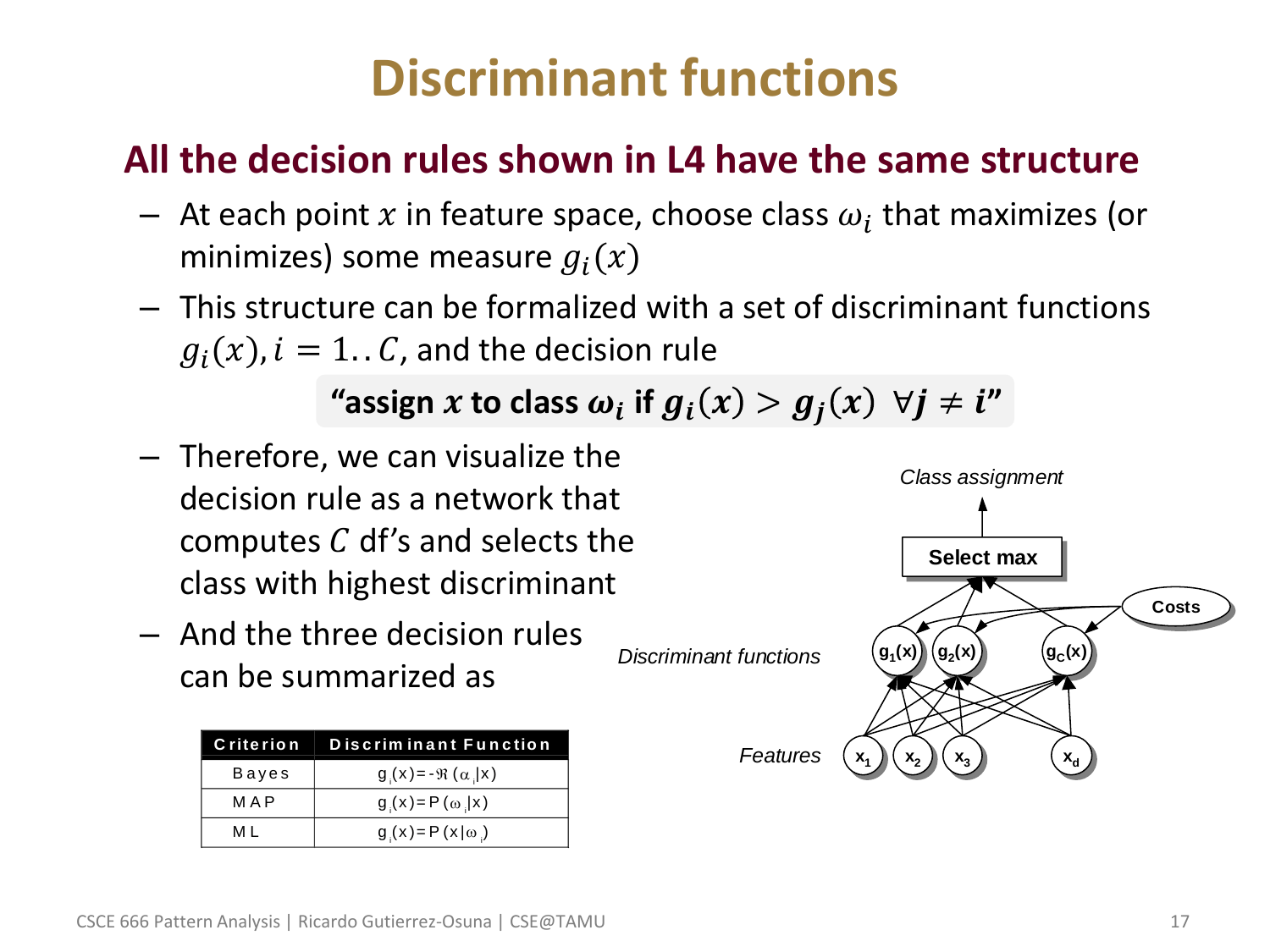# Discriminant functions

## All the decision rules shown in L4 have the same structure

- At each point $x$ in feature space, choose class $\omega_i$ that maximizes (or minimizes) some measure $g_i(x)$
- This structure can be formalized with a set of discriminant functions $g_i(x), i = 1..C$, and the decision rule

$$\text{"assign } x \text{ to class } \omega_i \text{ if } g_i(x) > g_j(x) \ \forall j \neq i\text{"}$$

- Therefore, we can visualize the decision rule as a network that computes $C$ df's and selects the class with highest discriminant
- And the three decision rules can be summarized as

| Criterion | Discriminant Function |
|---|---|
| Bayes | $g_i(x) = -\Re(\alpha_i \vert x)$ |
| MAP | $g_i(x) = P(\omega_i \vert x)$ |
| ML | $g_i(x) = P(x \vert \omega_i)$ |

Class assignment

Select max

Costs

Discriminant functions

$g_1(x)$ $g_2(x)$ $g_C(x)$

Features

$x_1$ $x_2$ $x_3$ $x_d$